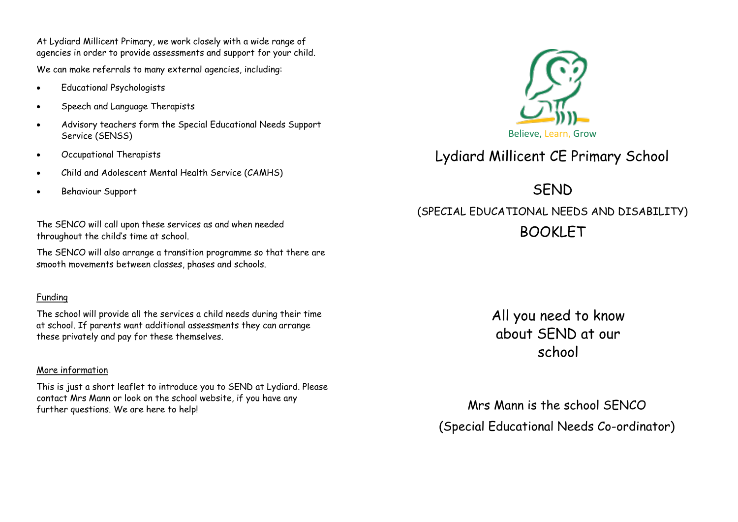At Lydiard Millicent Primary, we work closely with a wide range of agencies in order to provide assessments and support for your child.

We can make referrals to many external agencies, including:

- Educational Psychologists
- Speech and Language Therapists
- Advisory teachers form the Special Educational Needs Support Service (SENSS)
- Occupational Therapists
- Child and Adolescent Mental Health Service (CAMHS)
- Behaviour Support

The SENCO will call upon these services as and when needed throughout the child's time at school.

The SENCO will also arrange a transition programme so that there are smooth movements between classes, phases and schools.

<u>Funding</u>

The school will provide all the services a child needs during their time at school. If parents want additional assessments they can arrange these privately and pay for these themselves.

<u>More information</u>

This is just a short leaflet to introduce you to SEND at Lydiard. Please contact Mrs Mann or look on the school website, if you have any further questions. We are here to help!

Believe, Learn, Grow

# Lydiard Millicent CE Primary School

# SEND

## (SPECIAL EDUCATIONAL NEEDS AND DISABILITY)

# BOOKLET

All you need to know about SEND at our school

Mrs Mann is the school SENCO

(Special Educational Needs Co-ordinator)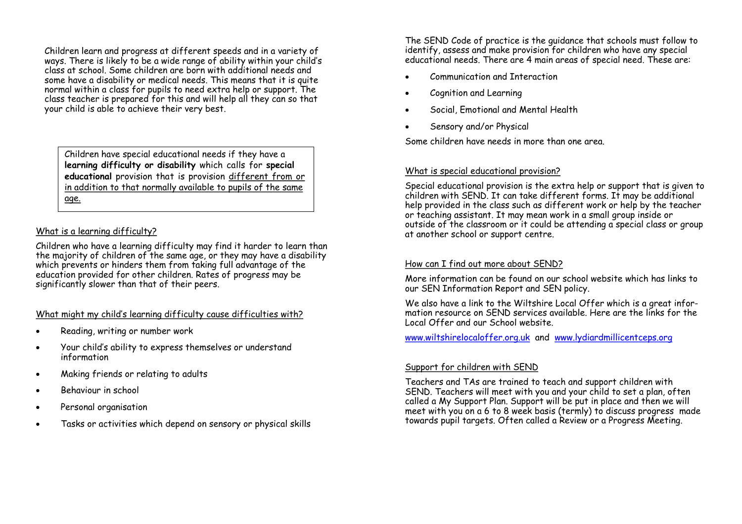Children learn and progress at different speeds and in a variety of ways. There is likely to be a wide range of ability within your child's class at school. Some children are born with additional needs and some have a disability or medical needs. This means that it is quite normal within a class for pupils to need extra help or support. The class teacher is prepared for this and will help all they can so that your child is able to achieve their very best.

> Children have special educational needs if they have a **learning difficulty or disability** which calls for **special educational** provision that is provision <u>different from or in addition to that normally available to pupils of the same age.</u>

<u>What is a learning difficulty?</u>

Children who have a learning difficulty may find it harder to learn than the majority of children of the same age, or they may have a disability which prevents or hinders them from taking full advantage of the education provided for other children. Rates of progress may be significantly slower than that of their peers.

<u>What might my child's learning difficulty cause difficulties with?</u>

- Reading, writing or number work
- Your child's ability to express themselves or understand information
- Making friends or relating to adults
- Behaviour in school
- Personal organisation
- Tasks or activities which depend on sensory or physical skills

The SEND Code of practice is the guidance that schools must follow to identify, assess and make provision for children who have any special educational needs. There are 4 main areas of special need. These are:

- Communication and Interaction
- Cognition and Learning
- Social, Emotional and Mental Health
- Sensory and/or Physical

Some children have needs in more than one area.

<u>What is special educational provision?</u>

Special educational provision is the extra help or support that is given to children with SEND. It can take different forms. It may be additional help provided in the class such as different work or help by the teacher or teaching assistant. It may mean work in a small group inside or outside of the classroom or it could be attending a special class or group at another school or support centre.

<u>How can I find out more about SEND?</u>

More information can be found on our school website which has links to our SEN Information Report and SEN policy.

We also have a link to the Wiltshire Local Offer which is a great information resource on SEND services available. Here are the links for the Local Offer and our School website.

www.wiltshirelocaloffer.org.uk and www.lydiardmillicentceps.org

<u>Support for children with SEND</u>

Teachers and TAs are trained to teach and support children with SEND. Teachers will meet with you and your child to set a plan, often called a My Support Plan. Support will be put in place and then we will meet with you on a 6 to 8 week basis (termly) to discuss progress made towards pupil targets. Often called a Review or a Progress Meeting.